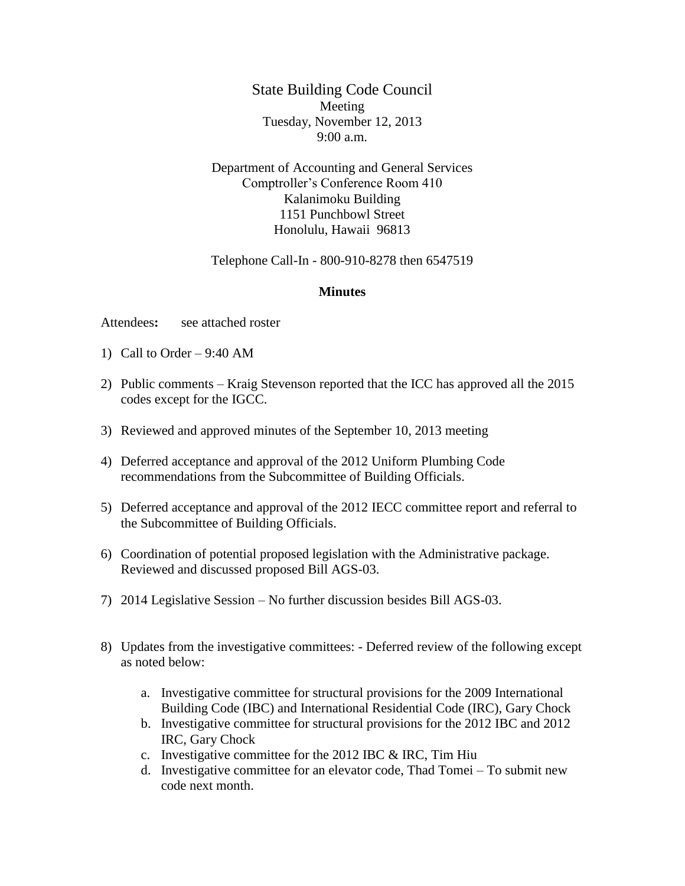# State Building Code Council

Meeting
Tuesday, November 12, 2013
9:00 a.m.

Department of Accounting and General Services
Comptroller's Conference Room 410
Kalanimoku Building
1151 Punchbowl Street
Honolulu, Hawaii 96813

Telephone Call-In - 800-910-8278 then 6547519

**Minutes**

Attendees**:** see attached roster

1) Call to Order – 9:40 AM

2) Public comments – Kraig Stevenson reported that the ICC has approved all the 2015 codes except for the IGCC.

3) Reviewed and approved minutes of the September 10, 2013 meeting

4) Deferred acceptance and approval of the 2012 Uniform Plumbing Code recommendations from the Subcommittee of Building Officials.

5) Deferred acceptance and approval of the 2012 IECC committee report and referral to the Subcommittee of Building Officials.

6) Coordination of potential proposed legislation with the Administrative package. Reviewed and discussed proposed Bill AGS-03.

7) 2014 Legislative Session – No further discussion besides Bill AGS-03.

8) Updates from the investigative committees: - Deferred review of the following except as noted below:

    a. Investigative committee for structural provisions for the 2009 International Building Code (IBC) and International Residential Code (IRC), Gary Chock
    b. Investigative committee for structural provisions for the 2012 IBC and 2012 IRC, Gary Chock
    c. Investigative committee for the 2012 IBC & IRC, Tim Hiu
    d. Investigative committee for an elevator code, Thad Tomei – To submit new code next month.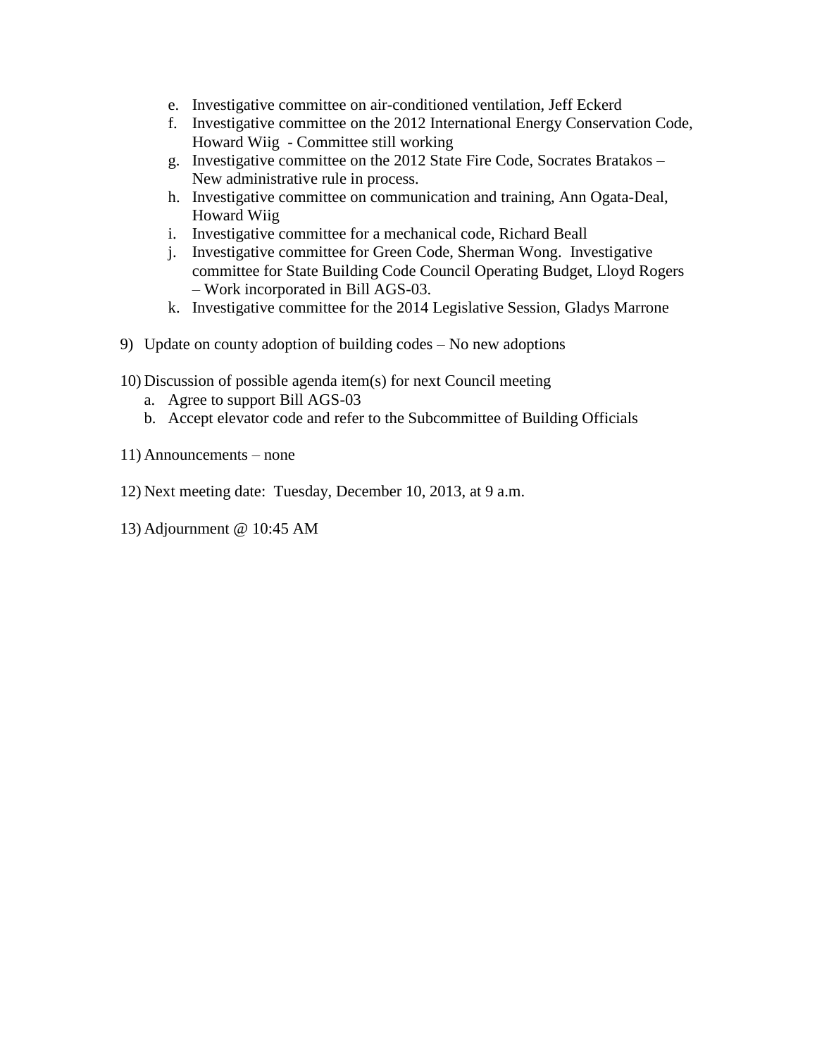e. Investigative committee on air-conditioned ventilation, Jeff Eckerd
f. Investigative committee on the 2012 International Energy Conservation Code, Howard Wiig - Committee still working
g. Investigative committee on the 2012 State Fire Code, Socrates Bratakos – New administrative rule in process.
h. Investigative committee on communication and training, Ann Ogata-Deal, Howard Wiig
i. Investigative committee for a mechanical code, Richard Beall
j. Investigative committee for Green Code, Sherman Wong. Investigative committee for State Building Code Council Operating Budget, Lloyd Rogers – Work incorporated in Bill AGS-03.
k. Investigative committee for the 2014 Legislative Session, Gladys Marrone

9) Update on county adoption of building codes – No new adoptions

10) Discussion of possible agenda item(s) for next Council meeting
    a. Agree to support Bill AGS-03
    b. Accept elevator code and refer to the Subcommittee of Building Officials

11) Announcements – none

12) Next meeting date: Tuesday, December 10, 2013, at 9 a.m.

13) Adjournment @ 10:45 AM